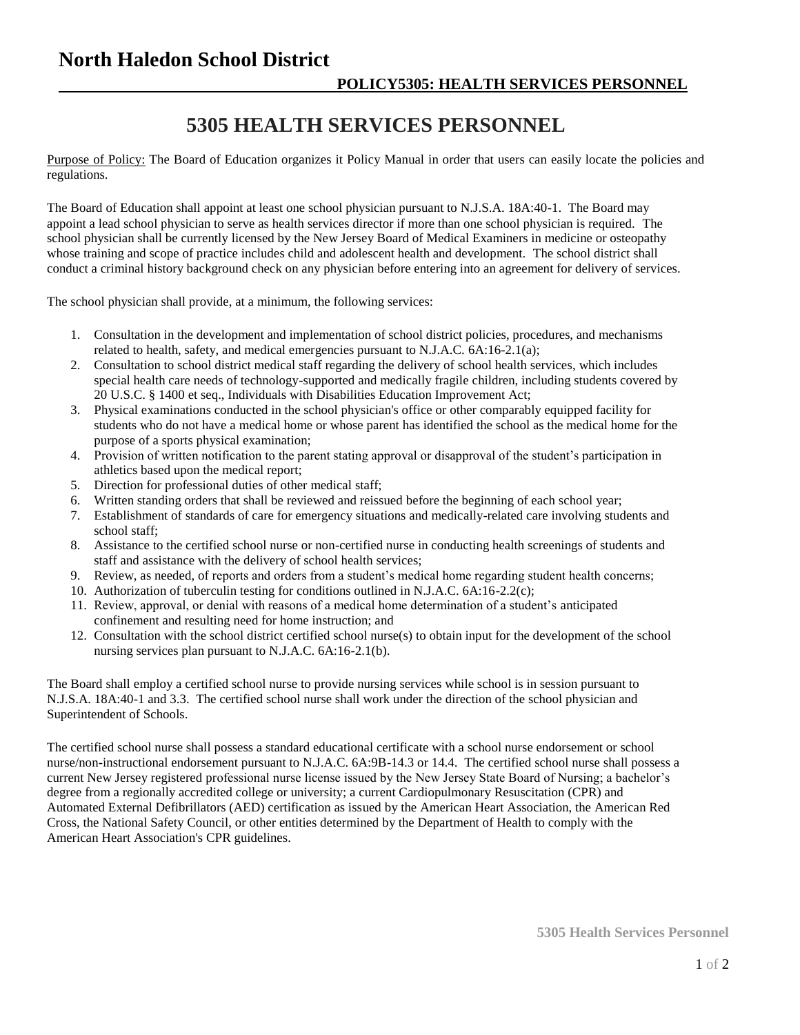# North Haledon School District

**POLICY5305: HEALTH SERVICES PERSONNEL**

## 5305 HEALTH SERVICES PERSONNEL

Purpose of Policy: The Board of Education organizes it Policy Manual in order that users can easily locate the policies and regulations.

The Board of Education shall appoint at least one school physician pursuant to N.J.S.A. 18A:40-1. The Board may appoint a lead school physician to serve as health services director if more than one school physician is required. The school physician shall be currently licensed by the New Jersey Board of Medical Examiners in medicine or osteopathy whose training and scope of practice includes child and adolescent health and development. The school district shall conduct a criminal history background check on any physician before entering into an agreement for delivery of services.

The school physician shall provide, at a minimum, the following services:

1. Consultation in the development and implementation of school district policies, procedures, and mechanisms related to health, safety, and medical emergencies pursuant to N.J.A.C. 6A:16-2.1(a);
2. Consultation to school district medical staff regarding the delivery of school health services, which includes special health care needs of technology-supported and medically fragile children, including students covered by 20 U.S.C. § 1400 et seq., Individuals with Disabilities Education Improvement Act;
3. Physical examinations conducted in the school physician's office or other comparably equipped facility for students who do not have a medical home or whose parent has identified the school as the medical home for the purpose of a sports physical examination;
4. Provision of written notification to the parent stating approval or disapproval of the student's participation in athletics based upon the medical report;
5. Direction for professional duties of other medical staff;
6. Written standing orders that shall be reviewed and reissued before the beginning of each school year;
7. Establishment of standards of care for emergency situations and medically-related care involving students and school staff;
8. Assistance to the certified school nurse or non-certified nurse in conducting health screenings of students and staff and assistance with the delivery of school health services;
9. Review, as needed, of reports and orders from a student's medical home regarding student health concerns;
10. Authorization of tuberculin testing for conditions outlined in N.J.A.C. 6A:16-2.2(c);
11. Review, approval, or denial with reasons of a medical home determination of a student's anticipated confinement and resulting need for home instruction; and
12. Consultation with the school district certified school nurse(s) to obtain input for the development of the school nursing services plan pursuant to N.J.A.C. 6A:16-2.1(b).

The Board shall employ a certified school nurse to provide nursing services while school is in session pursuant to N.J.S.A. 18A:40-1 and 3.3. The certified school nurse shall work under the direction of the school physician and Superintendent of Schools.

The certified school nurse shall possess a standard educational certificate with a school nurse endorsement or school nurse/non-instructional endorsement pursuant to N.J.A.C. 6A:9B-14.3 or 14.4. The certified school nurse shall possess a current New Jersey registered professional nurse license issued by the New Jersey State Board of Nursing; a bachelor's degree from a regionally accredited college or university; a current Cardiopulmonary Resuscitation (CPR) and Automated External Defibrillators (AED) certification as issued by the American Heart Association, the American Red Cross, the National Safety Council, or other entities determined by the Department of Health to comply with the American Heart Association's CPR guidelines.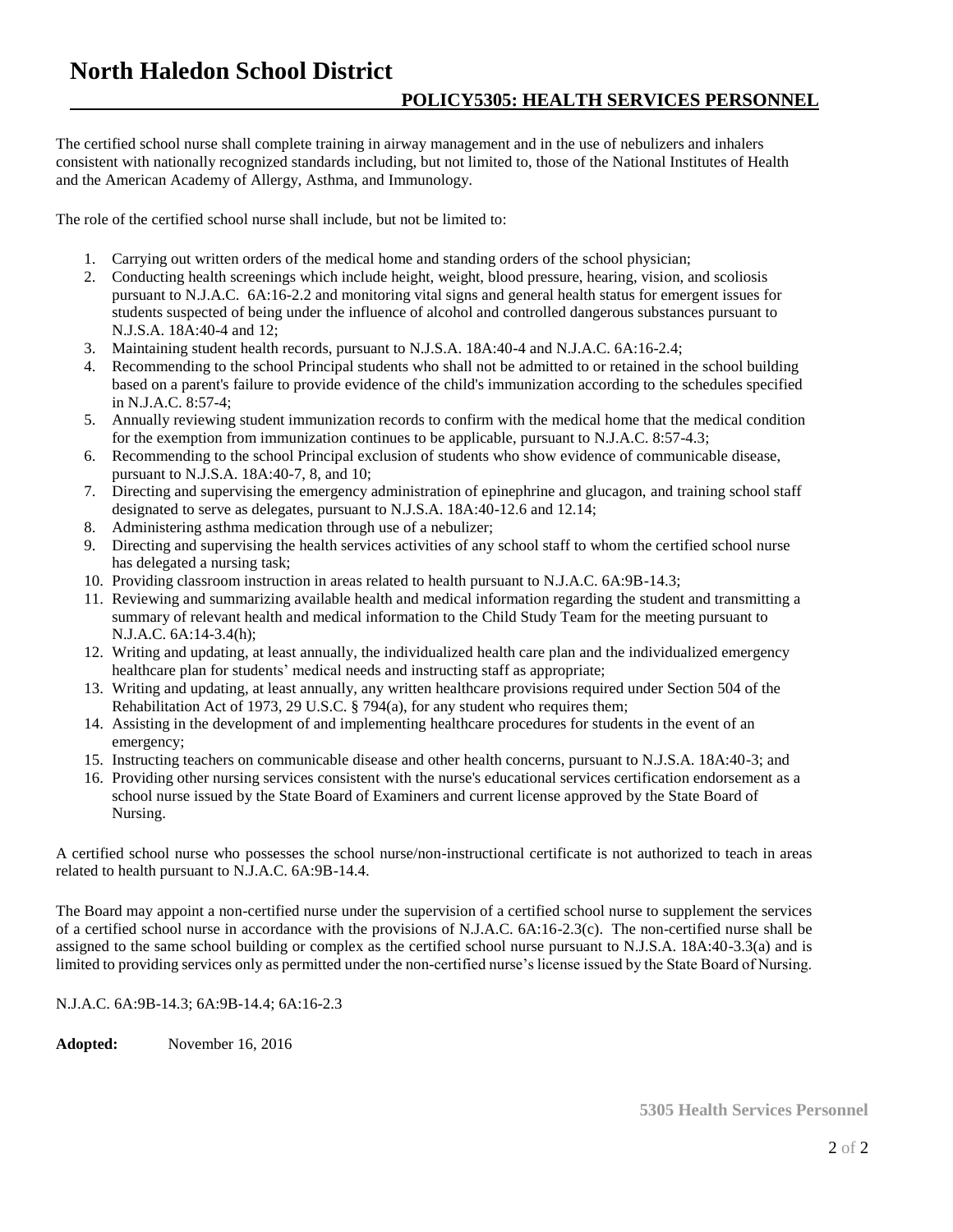The certified school nurse shall complete training in airway management and in the use of nebulizers and inhalers consistent with nationally recognized standards including, but not limited to, those of the National Institutes of Health and the American Academy of Allergy, Asthma, and Immunology.

The role of the certified school nurse shall include, but not be limited to:

1. Carrying out written orders of the medical home and standing orders of the school physician;
2. Conducting health screenings which include height, weight, blood pressure, hearing, vision, and scoliosis pursuant to N.J.A.C. 6A:16-2.2 and monitoring vital signs and general health status for emergent issues for students suspected of being under the influence of alcohol and controlled dangerous substances pursuant to N.J.S.A. 18A:40-4 and 12;
3. Maintaining student health records, pursuant to N.J.S.A. 18A:40-4 and N.J.A.C. 6A:16-2.4;
4. Recommending to the school Principal students who shall not be admitted to or retained in the school building based on a parent's failure to provide evidence of the child's immunization according to the schedules specified in N.J.A.C. 8:57-4;
5. Annually reviewing student immunization records to confirm with the medical home that the medical condition for the exemption from immunization continues to be applicable, pursuant to N.J.A.C. 8:57-4.3;
6. Recommending to the school Principal exclusion of students who show evidence of communicable disease, pursuant to N.J.S.A. 18A:40-7, 8, and 10;
7. Directing and supervising the emergency administration of epinephrine and glucagon, and training school staff designated to serve as delegates, pursuant to N.J.S.A. 18A:40-12.6 and 12.14;
8. Administering asthma medication through use of a nebulizer;
9. Directing and supervising the health services activities of any school staff to whom the certified school nurse has delegated a nursing task;
10. Providing classroom instruction in areas related to health pursuant to N.J.A.C. 6A:9B-14.3;
11. Reviewing and summarizing available health and medical information regarding the student and transmitting a summary of relevant health and medical information to the Child Study Team for the meeting pursuant to N.J.A.C. 6A:14-3.4(h);
12. Writing and updating, at least annually, the individualized health care plan and the individualized emergency healthcare plan for students' medical needs and instructing staff as appropriate;
13. Writing and updating, at least annually, any written healthcare provisions required under Section 504 of the Rehabilitation Act of 1973, 29 U.S.C. § 794(a), for any student who requires them;
14. Assisting in the development of and implementing healthcare procedures for students in the event of an emergency;
15. Instructing teachers on communicable disease and other health concerns, pursuant to N.J.S.A. 18A:40-3; and
16. Providing other nursing services consistent with the nurse's educational services certification endorsement as a school nurse issued by the State Board of Examiners and current license approved by the State Board of Nursing.

A certified school nurse who possesses the school nurse/non-instructional certificate is not authorized to teach in areas related to health pursuant to N.J.A.C. 6A:9B-14.4.

The Board may appoint a non-certified nurse under the supervision of a certified school nurse to supplement the services of a certified school nurse in accordance with the provisions of N.J.A.C. 6A:16-2.3(c). The non-certified nurse shall be assigned to the same school building or complex as the certified school nurse pursuant to N.J.S.A. 18A:40-3.3(a) and is limited to providing services only as permitted under the non-certified nurse's license issued by the State Board of Nursing.

N.J.A.C. 6A:9B-14.3; 6A:9B-14.4; 6A:16-2.3

**Adopted:** November 16, 2016